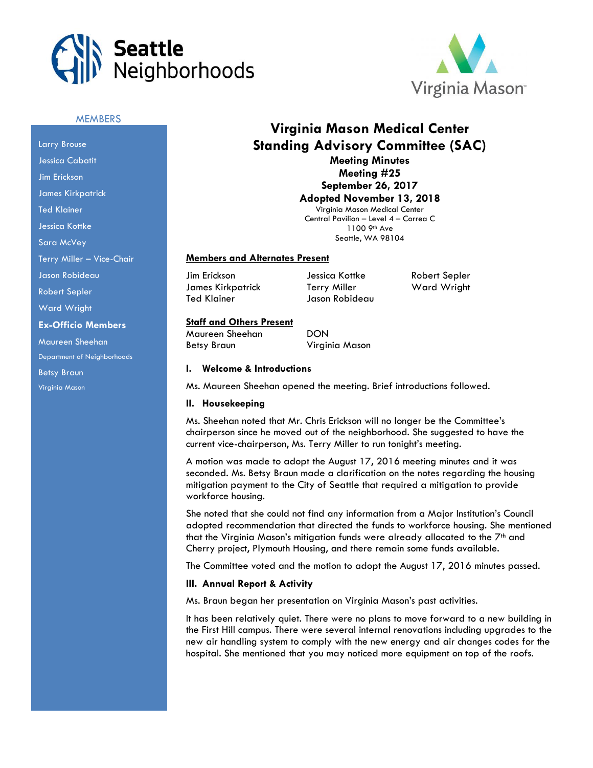Seattle Neighborhoods

Virginia Mason

**MEMBERS**

Larry Brouse
Jessica Cabatit
Jim Erickson
James Kirkpatrick
Ted Klainer
Jessica Kottke
Sara McVey
Terry Miller – Vice-Chair
Jason Robideau
Robert Sepler
Ward Wright

**Ex-Officio Members**

Maureen Sheehan
Department of Neighborhoods

Betsy Braun
Virginia Mason

# Virginia Mason Medical Center Standing Advisory Committee (SAC)

## Meeting Minutes
## Meeting #25
## September 26, 2017
## Adopted November 13, 2018

Virginia Mason Medical Center
Central Pavilion – Level 4 – Correa C
1100 9th Ave
Seattle, WA 98104

**Members and Alternates Present**

Jim Erickson
James Kirkpatrick
Ted Klainer
Jessica Kottke
Terry Miller
Jason Robideau
Robert Sepler
Ward Wright

**Staff and Others Present**

| | |
|---|---|
| Maureen Sheehan | DON |
| Betsy Braun | Virginia Mason |

### I. Welcome & Introductions

Ms. Maureen Sheehan opened the meeting. Brief introductions followed.

### II. Housekeeping

Ms. Sheehan noted that Mr. Chris Erickson will no longer be the Committee's chairperson since he moved out of the neighborhood. She suggested to have the current vice-chairperson, Ms. Terry Miller to run tonight's meeting.

A motion was made to adopt the August 17, 2016 meeting minutes and it was seconded. Ms. Betsy Braun made a clarification on the notes regarding the housing mitigation payment to the City of Seattle that required a mitigation to provide workforce housing.

She noted that she could not find any information from a Major Institution's Council adopted recommendation that directed the funds to workforce housing. She mentioned that the Virginia Mason's mitigation funds were already allocated to the 7th and Cherry project, Plymouth Housing, and there remain some funds available.

The Committee voted and the motion to adopt the August 17, 2016 minutes passed.

### III. Annual Report & Activity

Ms. Braun began her presentation on Virginia Mason's past activities.

It has been relatively quiet. There were no plans to move forward to a new building in the First Hill campus. There were several internal renovations including upgrades to the new air handling system to comply with the new energy and air changes codes for the hospital. She mentioned that you may noticed more equipment on top of the roofs.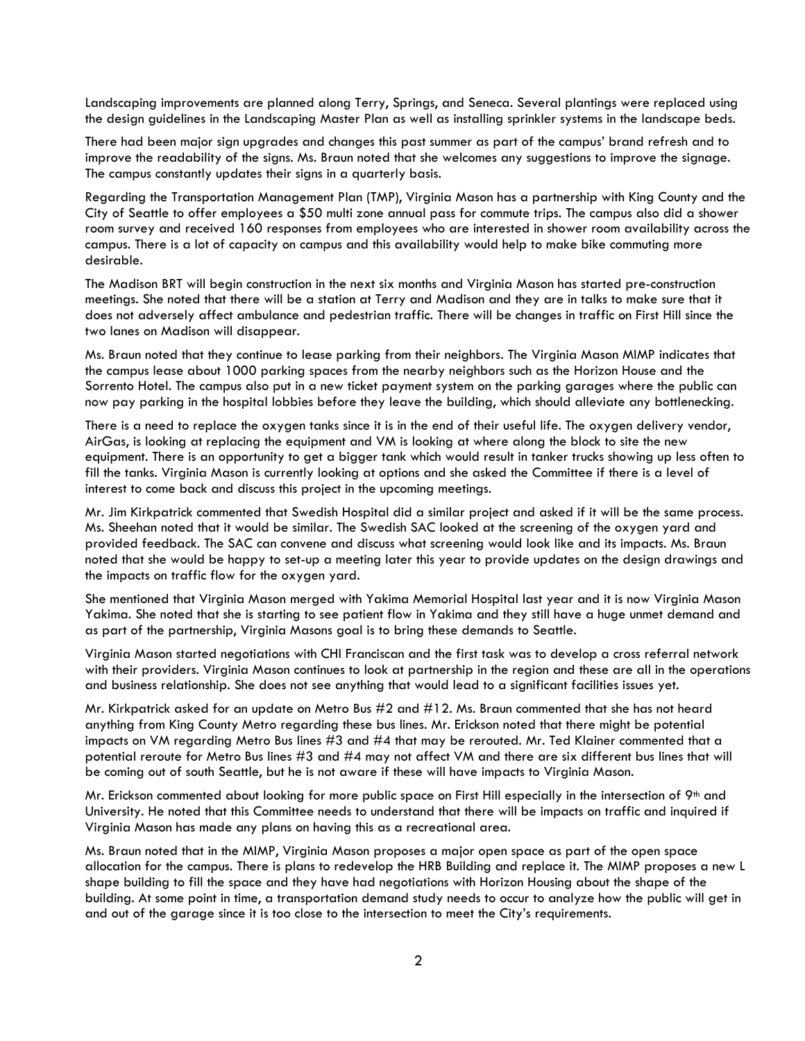Landscaping improvements are planned along Terry, Springs, and Seneca. Several plantings were replaced using the design guidelines in the Landscaping Master Plan as well as installing sprinkler systems in the landscape beds.

There had been major sign upgrades and changes this past summer as part of the campus' brand refresh and to improve the readability of the signs. Ms. Braun noted that she welcomes any suggestions to improve the signage. The campus constantly updates their signs in a quarterly basis.

Regarding the Transportation Management Plan (TMP), Virginia Mason has a partnership with King County and the City of Seattle to offer employees a $50 multi zone annual pass for commute trips. The campus also did a shower room survey and received 160 responses from employees who are interested in shower room availability across the campus. There is a lot of capacity on campus and this availability would help to make bike commuting more desirable.

The Madison BRT will begin construction in the next six months and Virginia Mason has started pre-construction meetings. She noted that there will be a station at Terry and Madison and they are in talks to make sure that it does not adversely affect ambulance and pedestrian traffic. There will be changes in traffic on First Hill since the two lanes on Madison will disappear.

Ms. Braun noted that they continue to lease parking from their neighbors. The Virginia Mason MIMP indicates that the campus lease about 1000 parking spaces from the nearby neighbors such as the Horizon House and the Sorrento Hotel. The campus also put in a new ticket payment system on the parking garages where the public can now pay parking in the hospital lobbies before they leave the building, which should alleviate any bottlenecking.

There is a need to replace the oxygen tanks since it is in the end of their useful life. The oxygen delivery vendor, AirGas, is looking at replacing the equipment and VM is looking at where along the block to site the new equipment. There is an opportunity to get a bigger tank which would result in tanker trucks showing up less often to fill the tanks. Virginia Mason is currently looking at options and she asked the Committee if there is a level of interest to come back and discuss this project in the upcoming meetings.

Mr. Jim Kirkpatrick commented that Swedish Hospital did a similar project and asked if it will be the same process. Ms. Sheehan noted that it would be similar. The Swedish SAC looked at the screening of the oxygen yard and provided feedback. The SAC can convene and discuss what screening would look like and its impacts. Ms. Braun noted that she would be happy to set-up a meeting later this year to provide updates on the design drawings and the impacts on traffic flow for the oxygen yard.

She mentioned that Virginia Mason merged with Yakima Memorial Hospital last year and it is now Virginia Mason Yakima. She noted that she is starting to see patient flow in Yakima and they still have a huge unmet demand and as part of the partnership, Virginia Masons goal is to bring these demands to Seattle.

Virginia Mason started negotiations with CHI Franciscan and the first task was to develop a cross referral network with their providers. Virginia Mason continues to look at partnership in the region and these are all in the operations and business relationship. She does not see anything that would lead to a significant facilities issues yet.

Mr. Kirkpatrick asked for an update on Metro Bus #2 and #12. Ms. Braun commented that she has not heard anything from King County Metro regarding these bus lines. Mr. Erickson noted that there might be potential impacts on VM regarding Metro Bus lines #3 and #4 that may be rerouted. Mr. Ted Klainer commented that a potential reroute for Metro Bus lines #3 and #4 may not affect VM and there are six different bus lines that will be coming out of south Seattle, but he is not aware if these will have impacts to Virginia Mason.

Mr. Erickson commented about looking for more public space on First Hill especially in the intersection of 9th and University. He noted that this Committee needs to understand that there will be impacts on traffic and inquired if Virginia Mason has made any plans on having this as a recreational area.

Ms. Braun noted that in the MIMP, Virginia Mason proposes a major open space as part of the open space allocation for the campus. There is plans to redevelop the HRB Building and replace it. The MIMP proposes a new L shape building to fill the space and they have had negotiations with Horizon Housing about the shape of the building. At some point in time, a transportation demand study needs to occur to analyze how the public will get in and out of the garage since it is too close to the intersection to meet the City's requirements.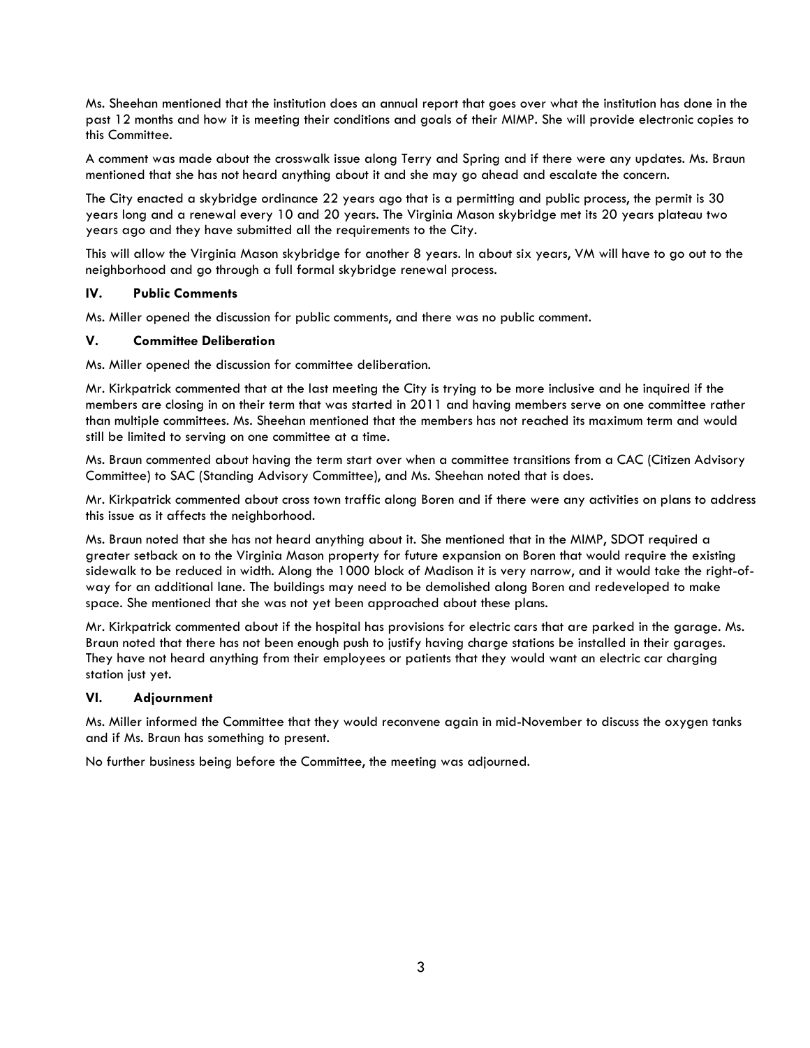Ms. Sheehan mentioned that the institution does an annual report that goes over what the institution has done in the past 12 months and how it is meeting their conditions and goals of their MIMP. She will provide electronic copies to this Committee.

A comment was made about the crosswalk issue along Terry and Spring and if there were any updates. Ms. Braun mentioned that she has not heard anything about it and she may go ahead and escalate the concern.

The City enacted a skybridge ordinance 22 years ago that is a permitting and public process, the permit is 30 years long and a renewal every 10 and 20 years. The Virginia Mason skybridge met its 20 years plateau two years ago and they have submitted all the requirements to the City.

This will allow the Virginia Mason skybridge for another 8 years. In about six years, VM will have to go out to the neighborhood and go through a full formal skybridge renewal process.

## IV. Public Comments

Ms. Miller opened the discussion for public comments, and there was no public comment.

## V. Committee Deliberation

Ms. Miller opened the discussion for committee deliberation.

Mr. Kirkpatrick commented that at the last meeting the City is trying to be more inclusive and he inquired if the members are closing in on their term that was started in 2011 and having members serve on one committee rather than multiple committees. Ms. Sheehan mentioned that the members has not reached its maximum term and would still be limited to serving on one committee at a time.

Ms. Braun commented about having the term start over when a committee transitions from a CAC (Citizen Advisory Committee) to SAC (Standing Advisory Committee), and Ms. Sheehan noted that is does.

Mr. Kirkpatrick commented about cross town traffic along Boren and if there were any activities on plans to address this issue as it affects the neighborhood.

Ms. Braun noted that she has not heard anything about it. She mentioned that in the MIMP, SDOT required a greater setback on to the Virginia Mason property for future expansion on Boren that would require the existing sidewalk to be reduced in width. Along the 1000 block of Madison it is very narrow, and it would take the right-of-way for an additional lane. The buildings may need to be demolished along Boren and redeveloped to make space. She mentioned that she was not yet been approached about these plans.

Mr. Kirkpatrick commented about if the hospital has provisions for electric cars that are parked in the garage. Ms. Braun noted that there has not been enough push to justify having charge stations be installed in their garages. They have not heard anything from their employees or patients that they would want an electric car charging station just yet.

## VI. Adjournment

Ms. Miller informed the Committee that they would reconvene again in mid-November to discuss the oxygen tanks and if Ms. Braun has something to present.

No further business being before the Committee, the meeting was adjourned.